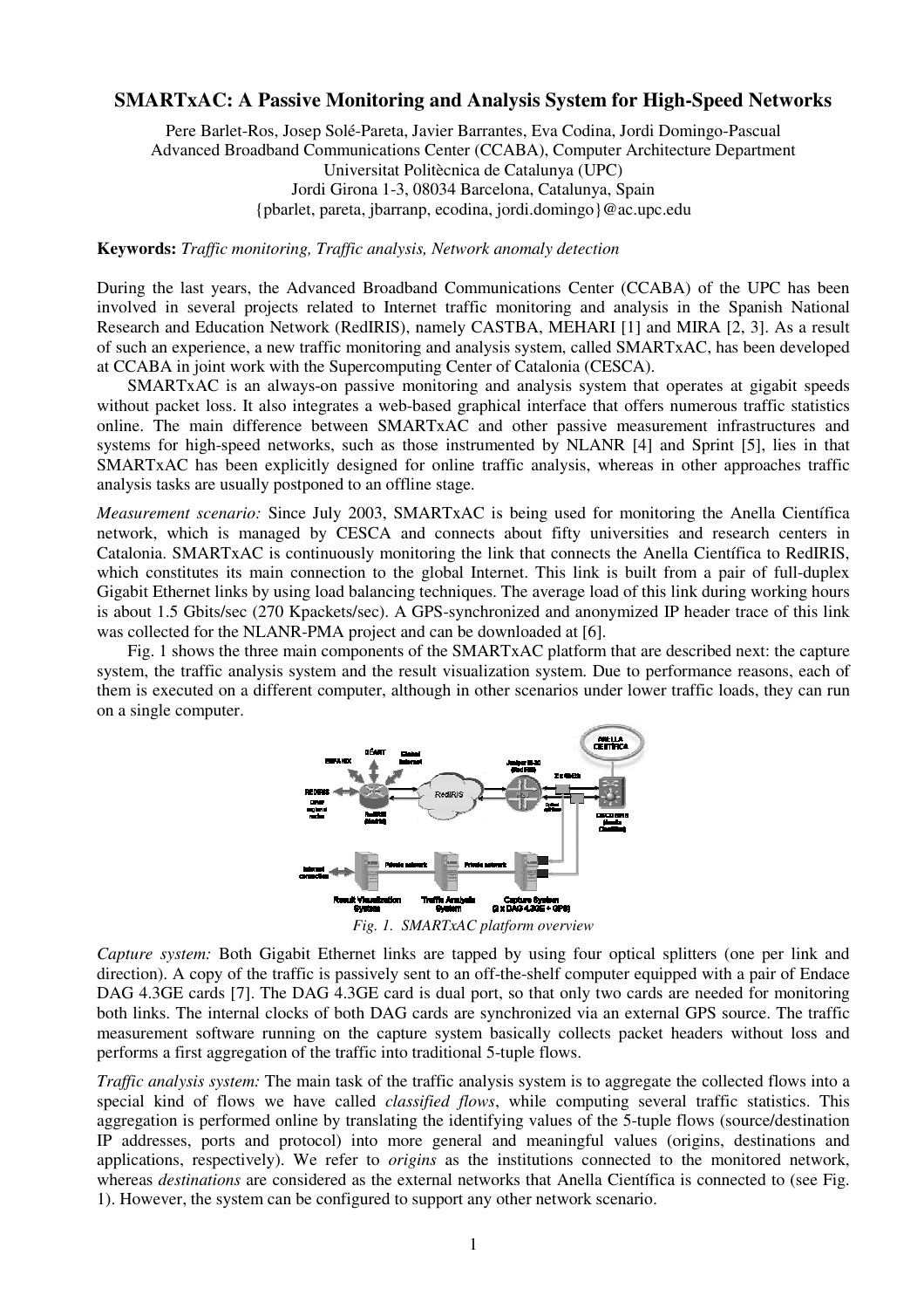# SMARTxAC: A Passive Monitoring and Analysis System for High-Speed Networks

Pere Barlet-Ros, Josep Solé-Pareta, Javier Barrantes, Eva Codina, Jordi Domingo-Pascual
Advanced Broadband Communications Center (CCABA), Computer Architecture Department
Universitat Politècnica de Catalunya (UPC)
Jordi Girona 1-3, 08034 Barcelona, Catalunya, Spain
{pbarlet, pareta, jbarranp, ecodina, jordi.domingo}@ac.upc.edu

**Keywords:** *Traffic monitoring, Traffic analysis, Network anomaly detection*

During the last years, the Advanced Broadband Communications Center (CCABA) of the UPC has been involved in several projects related to Internet traffic monitoring and analysis in the Spanish National Research and Education Network (RedIRIS), namely CASTBA, MEHARI [1] and MIRA [2, 3]. As a result of such an experience, a new traffic monitoring and analysis system, called SMARTxAC, has been developed at CCABA in joint work with the Supercomputing Center of Catalonia (CESCA).

SMARTxAC is an always-on passive monitoring and analysis system that operates at gigabit speeds without packet loss. It also integrates a web-based graphical interface that offers numerous traffic statistics online. The main difference between SMARTxAC and other passive measurement infrastructures and systems for high-speed networks, such as those instrumented by NLANR [4] and Sprint [5], lies in that SMARTxAC has been explicitly designed for online traffic analysis, whereas in other approaches traffic analysis tasks are usually postponed to an offline stage.

*Measurement scenario:* Since July 2003, SMARTxAC is being used for monitoring the Anella Científica network, which is managed by CESCA and connects about fifty universities and research centers in Catalonia. SMARTxAC is continuously monitoring the link that connects the Anella Científica to RedIRIS, which constitutes its main connection to the global Internet. This link is built from a pair of full-duplex Gigabit Ethernet links by using load balancing techniques. The average load of this link during working hours is about 1.5 Gbits/sec (270 Kpackets/sec). A GPS-synchronized and anonymized IP header trace of this link was collected for the NLANR-PMA project and can be downloaded at [6].

Fig. 1 shows the three main components of the SMARTxAC platform that are described next: the capture system, the traffic analysis system and the result visualization system. Due to performance reasons, each of them is executed on a different computer, although in other scenarios under lower traffic loads, they can run on a single computer.

*Fig. 1. SMARTxAC platform overview*

*Capture system:* Both Gigabit Ethernet links are tapped by using four optical splitters (one per link and direction). A copy of the traffic is passively sent to an off-the-shelf computer equipped with a pair of Endace DAG 4.3GE cards [7]. The DAG 4.3GE card is dual port, so that only two cards are needed for monitoring both links. The internal clocks of both DAG cards are synchronized via an external GPS source. The traffic measurement software running on the capture system basically collects packet headers without loss and performs a first aggregation of the traffic into traditional 5-tuple flows.

*Traffic analysis system:* The main task of the traffic analysis system is to aggregate the collected flows into a special kind of flows we have called *classified flows*, while computing several traffic statistics. This aggregation is performed online by translating the identifying values of the 5-tuple flows (source/destination IP addresses, ports and protocol) into more general and meaningful values (origins, destinations and applications, respectively). We refer to *origins* as the institutions connected to the monitored network, whereas *destinations* are considered as the external networks that Anella Científica is connected to (see Fig. 1). However, the system can be configured to support any other network scenario.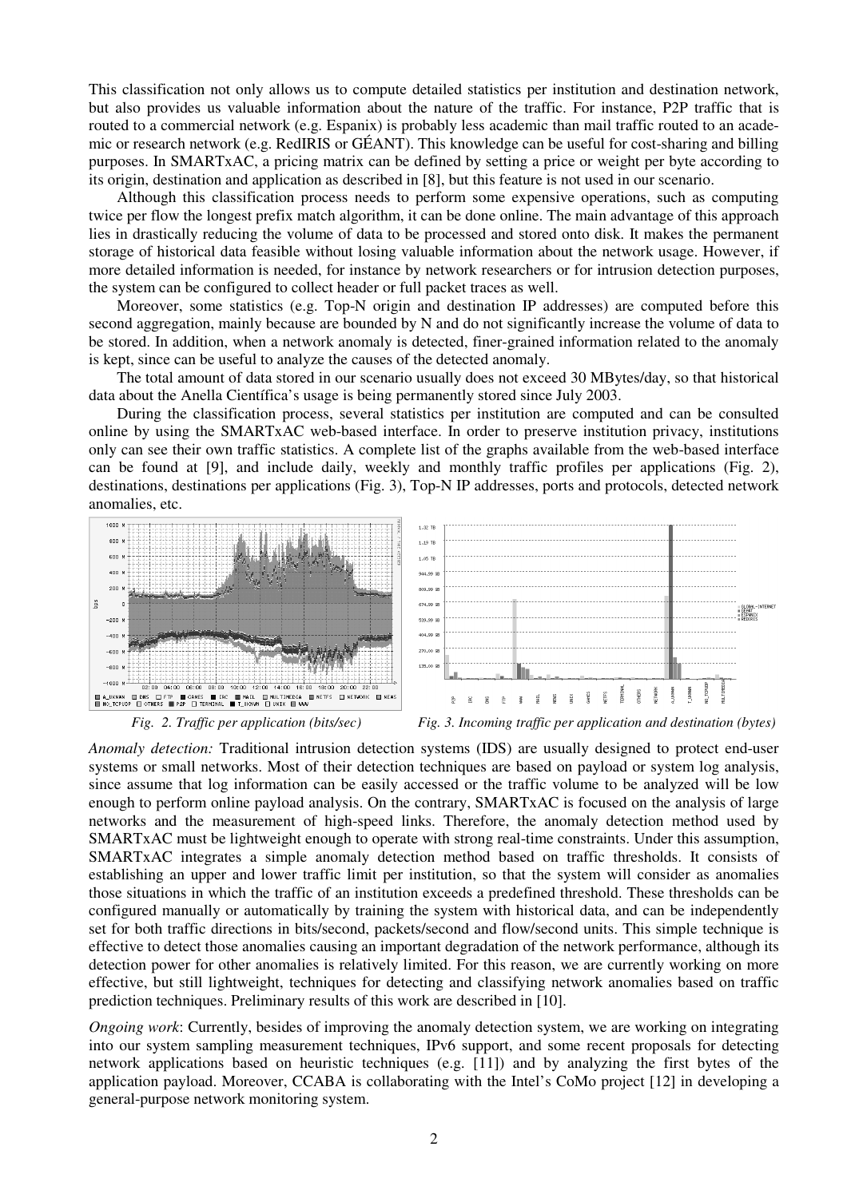This classification not only allows us to compute detailed statistics per institution and destination network, but also provides us valuable information about the nature of the traffic. For instance, P2P traffic that is routed to a commercial network (e.g. Espanix) is probably less academic than mail traffic routed to an academic or research network (e.g. RedIRIS or GÉANT). This knowledge can be useful for cost-sharing and billing purposes. In SMARTxAC, a pricing matrix can be defined by setting a price or weight per byte according to its origin, destination and application as described in [8], but this feature is not used in our scenario.

Although this classification process needs to perform some expensive operations, such as computing twice per flow the longest prefix match algorithm, it can be done online. The main advantage of this approach lies in drastically reducing the volume of data to be processed and stored onto disk. It makes the permanent storage of historical data feasible without losing valuable information about the network usage. However, if more detailed information is needed, for instance by network researchers or for intrusion detection purposes, the system can be configured to collect header or full packet traces as well.

Moreover, some statistics (e.g. Top-N origin and destination IP addresses) are computed before this second aggregation, mainly because are bounded by N and do not significantly increase the volume of data to be stored. In addition, when a network anomaly is detected, finer-grained information related to the anomaly is kept, since can be useful to analyze the causes of the detected anomaly.

The total amount of data stored in our scenario usually does not exceed 30 MBytes/day, so that historical data about the Anella Científica's usage is being permanently stored since July 2003.

During the classification process, several statistics per institution are computed and can be consulted online by using the SMARTxAC web-based interface. In order to preserve institution privacy, institutions only can see their own traffic statistics. A complete list of the graphs available from the web-based interface can be found at [9], and include daily, weekly and monthly traffic profiles per applications (Fig. 2), destinations, destinations per applications (Fig. 3), Top-N IP addresses, ports and protocols, detected network anomalies, etc.

*Fig. 2. Traffic per application (bits/sec)*

*Fig. 3. Incoming traffic per application and destination (bytes)*

*Anomaly detection:* Traditional intrusion detection systems (IDS) are usually designed to protect end-user systems or small networks. Most of their detection techniques are based on payload or system log analysis, since assume that log information can be easily accessed or the traffic volume to be analyzed will be low enough to perform online payload analysis. On the contrary, SMARTxAC is focused on the analysis of large networks and the measurement of high-speed links. Therefore, the anomaly detection method used by SMARTxAC must be lightweight enough to operate with strong real-time constraints. Under this assumption, SMARTxAC integrates a simple anomaly detection method based on traffic thresholds. It consists of establishing an upper and lower traffic limit per institution, so that the system will consider as anomalies those situations in which the traffic of an institution exceeds a predefined threshold. These thresholds can be configured manually or automatically by training the system with historical data, and can be independently set for both traffic directions in bits/second, packets/second and flow/second units. This simple technique is effective to detect those anomalies causing an important degradation of the network performance, although its detection power for other anomalies is relatively limited. For this reason, we are currently working on more effective, but still lightweight, techniques for detecting and classifying network anomalies based on traffic prediction techniques. Preliminary results of this work are described in [10].

*Ongoing work*: Currently, besides of improving the anomaly detection system, we are working on integrating into our system sampling measurement techniques, IPv6 support, and some recent proposals for detecting network applications based on heuristic techniques (e.g. [11]) and by analyzing the first bytes of the application payload. Moreover, CCABA is collaborating with the Intel's CoMo project [12] in developing a general-purpose network monitoring system.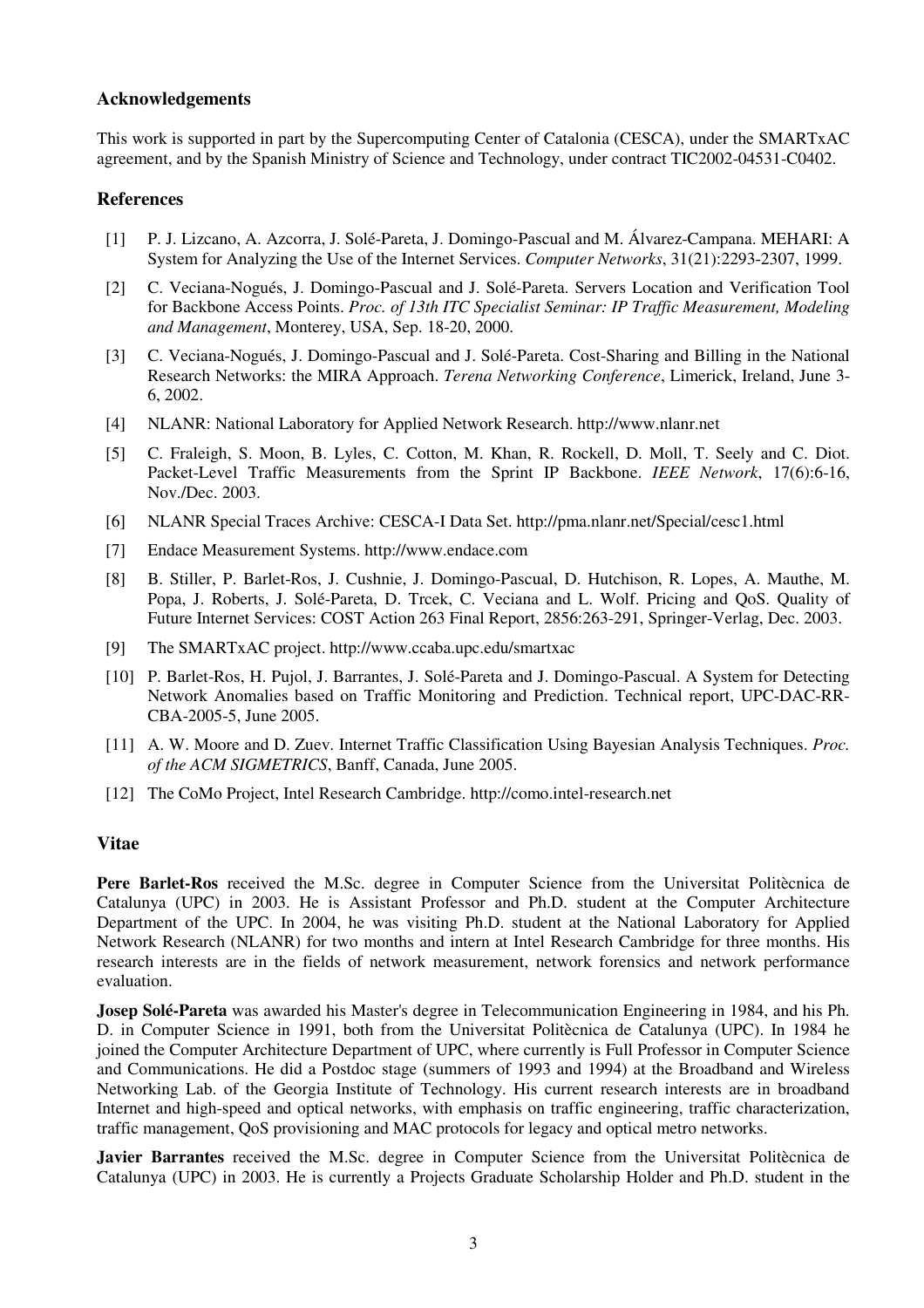## Acknowledgements

This work is supported in part by the Supercomputing Center of Catalonia (CESCA), under the SMARTxAC agreement, and by the Spanish Ministry of Science and Technology, under contract TIC2002-04531-C0402.

## References

[1] P. J. Lizcano, A. Azcorra, J. Solé-Pareta, J. Domingo-Pascual and M. Álvarez-Campana. MEHARI: A System for Analyzing the Use of the Internet Services. *Computer Networks*, 31(21):2293-2307, 1999.

[2] C. Veciana-Nogués, J. Domingo-Pascual and J. Solé-Pareta. Servers Location and Verification Tool for Backbone Access Points. *Proc. of 13th ITC Specialist Seminar: IP Traffic Measurement, Modeling and Management*, Monterey, USA, Sep. 18-20, 2000.

[3] C. Veciana-Nogués, J. Domingo-Pascual and J. Solé-Pareta. Cost-Sharing and Billing in the National Research Networks: the MIRA Approach. *Terena Networking Conference*, Limerick, Ireland, June 3-6, 2002.

[4] NLANR: National Laboratory for Applied Network Research. http://www.nlanr.net

[5] C. Fraleigh, S. Moon, B. Lyles, C. Cotton, M. Khan, R. Rockell, D. Moll, T. Seely and C. Diot. Packet-Level Traffic Measurements from the Sprint IP Backbone. *IEEE Network*, 17(6):6-16, Nov./Dec. 2003.

[6] NLANR Special Traces Archive: CESCA-I Data Set. http://pma.nlanr.net/Special/cesc1.html

[7] Endace Measurement Systems. http://www.endace.com

[8] B. Stiller, P. Barlet-Ros, J. Cushnie, J. Domingo-Pascual, D. Hutchison, R. Lopes, A. Mauthe, M. Popa, J. Roberts, J. Solé-Pareta, D. Trcek, C. Veciana and L. Wolf. Pricing and QoS. Quality of Future Internet Services: COST Action 263 Final Report, 2856:263-291, Springer-Verlag, Dec. 2003.

[9] The SMARTxAC project. http://www.ccaba.upc.edu/smartxac

[10] P. Barlet-Ros, H. Pujol, J. Barrantes, J. Solé-Pareta and J. Domingo-Pascual. A System for Detecting Network Anomalies based on Traffic Monitoring and Prediction. Technical report, UPC-DAC-RR-CBA-2005-5, June 2005.

[11] A. W. Moore and D. Zuev. Internet Traffic Classification Using Bayesian Analysis Techniques. *Proc. of the ACM SIGMETRICS*, Banff, Canada, June 2005.

[12] The CoMo Project, Intel Research Cambridge. http://como.intel-research.net

## Vitae

**Pere Barlet-Ros** received the M.Sc. degree in Computer Science from the Universitat Politècnica de Catalunya (UPC) in 2003. He is Assistant Professor and Ph.D. student at the Computer Architecture Department of the UPC. In 2004, he was visiting Ph.D. student at the National Laboratory for Applied Network Research (NLANR) for two months and intern at Intel Research Cambridge for three months. His research interests are in the fields of network measurement, network forensics and network performance evaluation.

**Josep Solé-Pareta** was awarded his Master's degree in Telecommunication Engineering in 1984, and his Ph. D. in Computer Science in 1991, both from the Universitat Politècnica de Catalunya (UPC). In 1984 he joined the Computer Architecture Department of UPC, where currently is Full Professor in Computer Science and Communications. He did a Postdoc stage (summers of 1993 and 1994) at the Broadband and Wireless Networking Lab. of the Georgia Institute of Technology. His current research interests are in broadband Internet and high-speed and optical networks, with emphasis on traffic engineering, traffic characterization, traffic management, QoS provisioning and MAC protocols for legacy and optical metro networks.

**Javier Barrantes** received the M.Sc. degree in Computer Science from the Universitat Politècnica de Catalunya (UPC) in 2003. He is currently a Projects Graduate Scholarship Holder and Ph.D. student in the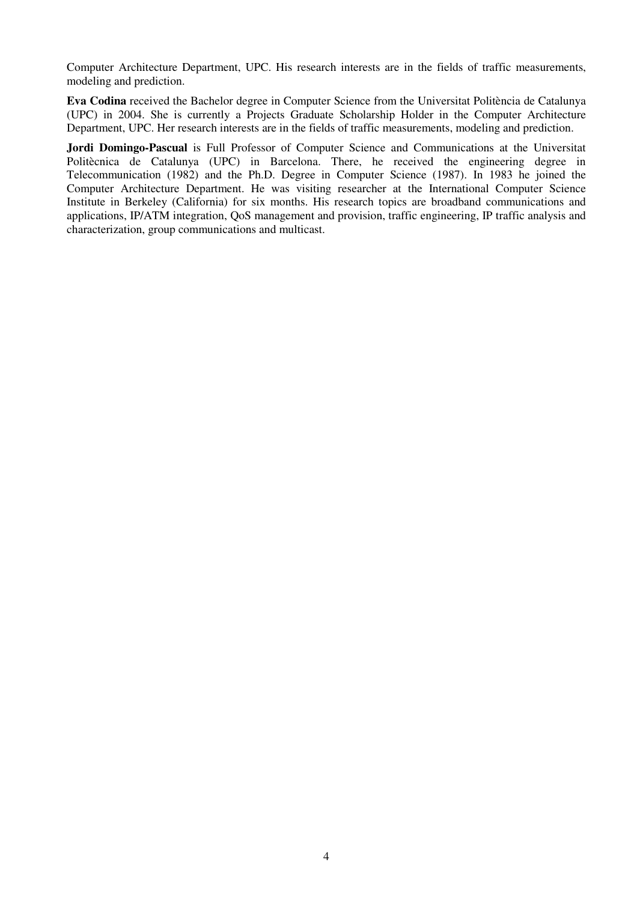Computer Architecture Department, UPC. His research interests are in the fields of traffic measurements, modeling and prediction.

**Eva Codina** received the Bachelor degree in Computer Science from the Universitat Politència de Catalunya (UPC) in 2004. She is currently a Projects Graduate Scholarship Holder in the Computer Architecture Department, UPC. Her research interests are in the fields of traffic measurements, modeling and prediction.

**Jordi Domingo-Pascual** is Full Professor of Computer Science and Communications at the Universitat Politècnica de Catalunya (UPC) in Barcelona. There, he received the engineering degree in Telecommunication (1982) and the Ph.D. Degree in Computer Science (1987). In 1983 he joined the Computer Architecture Department. He was visiting researcher at the International Computer Science Institute in Berkeley (California) for six months. His research topics are broadband communications and applications, IP/ATM integration, QoS management and provision, traffic engineering, IP traffic analysis and characterization, group communications and multicast.